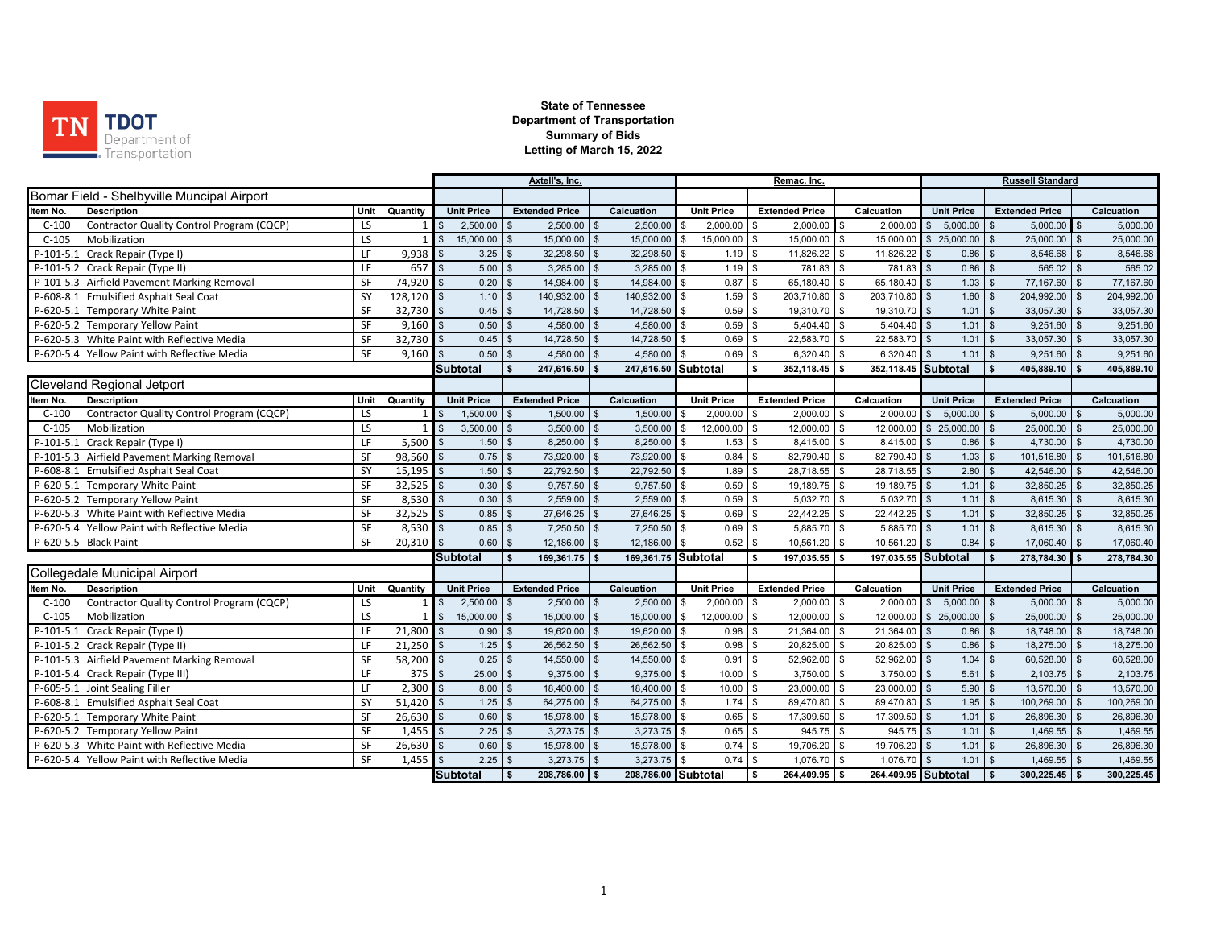State of Tennessee
Department of Transportation
Summary of Bids
Letting of March 15, 2022

| | | | | Axtell's, Inc. | | | Remac, Inc. | | | Russell Standard | | |
|---|---|---|---|---|---|---|---|---|---|---|---|---|
| **Bomar Field - Shelbyville Muncipal Airport** | | | | | | | | | | | | |
| Item No. | Description | Unit | Quantity | Unit Price | Extended Price | Calcuation | Unit Price | Extended Price | Calcuation | Unit Price | Extended Price | Calcuation |
| C-100 | Contractor Quality Control Program (CQCP) | LS | 1 | $ 2,500.00 | $ 2,500.00 | $ 2,500.00 | $ 2,000.00 | $ 2,000.00 | $ 2,000.00 | $ 5,000.00 | $ 5,000.00 | $ 5,000.00 |
| C-105 | Mobilization | LS | 1 | $ 15,000.00 | $ 15,000.00 | $ 15,000.00 | $ 15,000.00 | $ 15,000.00 | $ 15,000.00 | $ 25,000.00 | $ 25,000.00 | $ 25,000.00 |
| P-101-5.1 | Crack Repair (Type I) | LF | 9,938 | $ 3.25 | $ 32,298.50 | $ 32,298.50 | $ 1.19 | $ 11,826.22 | $ 11,826.22 | $ 0.86 | $ 8,546.68 | $ 8,546.68 |
| P-101-5.2 | Crack Repair (Type II) | LF | 657 | $ 5.00 | $ 3,285.00 | $ 3,285.00 | $ 1.19 | $ 781.83 | $ 781.83 | $ 0.86 | $ 565.02 | $ 565.02 |
| P-101-5.3 | Airfield Pavement Marking Removal | SF | 74,920 | $ 0.20 | $ 14,984.00 | $ 14,984.00 | $ 0.87 | $ 65,180.40 | $ 65,180.40 | $ 1.03 | $ 77,167.60 | $ 77,167.60 |
| P-608-8.1 | Emulsified Asphalt Seal Coat | SY | 128,120 | $ 1.10 | $ 140,932.00 | $ 140,932.00 | $ 1.59 | $ 203,710.80 | $ 203,710.80 | $ 1.60 | $ 204,992.00 | $ 204,992.00 |
| P-620-5.1 | Temporary White Paint | SF | 32,730 | $ 0.45 | $ 14,728.50 | $ 14,728.50 | $ 0.59 | $ 19,310.70 | $ 19,310.70 | $ 1.01 | $ 33,057.30 | $ 33,057.30 |
| P-620-5.2 | Temporary Yellow Paint | SF | 9,160 | $ 0.50 | $ 4,580.00 | $ 4,580.00 | $ 0.59 | $ 5,404.40 | $ 5,404.40 | $ 1.01 | $ 9,251.60 | $ 9,251.60 |
| P-620-5.3 | White Paint with Reflective Media | SF | 32,730 | $ 0.45 | $ 14,728.50 | $ 14,728.50 | $ 0.69 | $ 22,583.70 | $ 22,583.70 | $ 1.01 | $ 33,057.30 | $ 33,057.30 |
| P-620-5.4 | Yellow Paint with Reflective Media | SF | 9,160 | $ 0.50 | $ 4,580.00 | $ 4,580.00 | $ 0.69 | $ 6,320.40 | $ 6,320.40 | $ 1.01 | $ 9,251.60 | $ 9,251.60 |
| | | | | **Subtotal** | **$ 247,616.50** | **$ 247,616.50** | **Subtotal** | **$ 352,118.45** | **$ 352,118.45** | **Subtotal** | **$ 405,889.10** | **$ 405,889.10** |
| **Cleveland Regional Jetport** | | | | | | | | | | | | |
| Item No. | Description | Unit | Quantity | Unit Price | Extended Price | Calcuation | Unit Price | Extended Price | Calcuation | Unit Price | Extended Price | Calcuation |
| C-100 | Contractor Quality Control Program (CQCP) | LS | 1 | $ 1,500.00 | $ 1,500.00 | $ 1,500.00 | $ 2,000.00 | $ 2,000.00 | $ 2,000.00 | $ 5,000.00 | $ 5,000.00 | $ 5,000.00 |
| C-105 | Mobilization | LS | 1 | $ 3,500.00 | $ 3,500.00 | $ 3,500.00 | $ 12,000.00 | $ 12,000.00 | $ 12,000.00 | $ 25,000.00 | $ 25,000.00 | $ 25,000.00 |
| P-101-5.1 | Crack Repair (Type I) | LF | 5,500 | $ 1.50 | $ 8,250.00 | $ 8,250.00 | $ 1.53 | $ 8,415.00 | $ 8,415.00 | $ 0.86 | $ 4,730.00 | $ 4,730.00 |
| P-101-5.3 | Airfield Pavement Marking Removal | SF | 98,560 | $ 0.75 | $ 73,920.00 | $ 73,920.00 | $ 0.84 | $ 82,790.40 | $ 82,790.40 | $ 1.03 | $ 101,516.80 | $ 101,516.80 |
| P-608-8.1 | Emulsified Asphalt Seal Coat | SY | 15,195 | $ 1.50 | $ 22,792.50 | $ 22,792.50 | $ 1.89 | $ 28,718.55 | $ 28,718.55 | $ 2.80 | $ 42,546.00 | $ 42,546.00 |
| P-620-5.1 | Temporary White Paint | SF | 32,525 | $ 0.30 | $ 9,757.50 | $ 9,757.50 | $ 0.59 | $ 19,189.75 | $ 19,189.75 | $ 1.01 | $ 32,850.25 | $ 32,850.25 |
| P-620-5.2 | Temporary Yellow Paint | SF | 8,530 | $ 0.30 | $ 2,559.00 | $ 2,559.00 | $ 0.59 | $ 5,032.70 | $ 5,032.70 | $ 1.01 | $ 8,615.30 | $ 8,615.30 |
| P-620-5.3 | White Paint with Reflective Media | SF | 32,525 | $ 0.85 | $ 27,646.25 | $ 27,646.25 | $ 0.69 | $ 22,442.25 | $ 22,442.25 | $ 1.01 | $ 32,850.25 | $ 32,850.25 |
| P-620-5.4 | Yellow Paint with Reflective Media | SF | 8,530 | $ 0.85 | $ 7,250.50 | $ 7,250.50 | $ 0.69 | $ 5,885.70 | $ 5,885.70 | $ 1.01 | $ 8,615.30 | $ 8,615.30 |
| P-620-5.5 | Black Paint | SF | 20,310 | $ 0.60 | $ 12,186.00 | $ 12,186.00 | $ 0.52 | $ 10,561.20 | $ 10,561.20 | $ 0.84 | $ 17,060.40 | $ 17,060.40 |
| | | | | **Subtotal** | **$ 169,361.75** | **$ 169,361.75** | **Subtotal** | **$ 197,035.55** | **$ 197,035.55** | **Subtotal** | **$ 278,784.30** | **$ 278,784.30** |
| **Collegedale Municipal Airport** | | | | | | | | | | | | |
| Item No. | Description | Unit | Quantity | Unit Price | Extended Price | Calcuation | Unit Price | Extended Price | Calcuation | Unit Price | Extended Price | Calcuation |
| C-100 | Contractor Quality Control Program (CQCP) | LS | 1 | $ 2,500.00 | $ 2,500.00 | $ 2,500.00 | $ 2,000.00 | $ 2,000.00 | $ 2,000.00 | $ 5,000.00 | $ 5,000.00 | $ 5,000.00 |
| C-105 | Mobilization | LS | 1 | $ 15,000.00 | $ 15,000.00 | $ 15,000.00 | $ 12,000.00 | $ 12,000.00 | $ 12,000.00 | $ 25,000.00 | $ 25,000.00 | $ 25,000.00 |
| P-101-5.1 | Crack Repair (Type I) | LF | 21,800 | $ 0.90 | $ 19,620.00 | $ 19,620.00 | $ 0.98 | $ 21,364.00 | $ 21,364.00 | $ 0.86 | $ 18,748.00 | $ 18,748.00 |
| P-101-5.2 | Crack Repair (Type II) | LF | 21,250 | $ 1.25 | $ 26,562.50 | $ 26,562.50 | $ 0.98 | $ 20,825.00 | $ 20,825.00 | $ 0.86 | $ 18,275.00 | $ 18,275.00 |
| P-101-5.3 | Airfield Pavement Marking Removal | SF | 58,200 | $ 0.25 | $ 14,550.00 | $ 14,550.00 | $ 0.91 | $ 52,962.00 | $ 52,962.00 | $ 1.04 | $ 60,528.00 | $ 60,528.00 |
| P-101-5.4 | Crack Repair (Type III) | LF | 375 | $ 25.00 | $ 9,375.00 | $ 9,375.00 | $ 10.00 | $ 3,750.00 | $ 3,750.00 | $ 5.61 | $ 2,103.75 | $ 2,103.75 |
| P-605-5.1 | Joint Sealing Filler | LF | 2,300 | $ 8.00 | $ 18,400.00 | $ 18,400.00 | $ 10.00 | $ 23,000.00 | $ 23,000.00 | $ 5.90 | $ 13,570.00 | $ 13,570.00 |
| P-608-8.1 | Emulsified Asphalt Seal Coat | SY | 51,420 | $ 1.25 | $ 64,275.00 | $ 64,275.00 | $ 1.74 | $ 89,470.80 | $ 89,470.80 | $ 1.95 | $ 100,269.00 | $ 100,269.00 |
| P-620-5.1 | Temporary White Paint | SF | 26,630 | $ 0.60 | $ 15,978.00 | $ 15,978.00 | $ 0.65 | $ 17,309.50 | $ 17,309.50 | $ 1.01 | $ 26,896.30 | $ 26,896.30 |
| P-620-5.2 | Temporary Yellow Paint | SF | 1,455 | $ 2.25 | $ 3,273.75 | $ 3,273.75 | $ 0.65 | $ 945.75 | $ 945.75 | $ 1.01 | $ 1,469.55 | $ 1,469.55 |
| P-620-5.3 | White Paint with Reflective Media | SF | 26,630 | $ 0.60 | $ 15,978.00 | $ 15,978.00 | $ 0.74 | $ 19,706.20 | $ 19,706.20 | $ 1.01 | $ 26,896.30 | $ 26,896.30 |
| P-620-5.4 | Yellow Paint with Reflective Media | SF | 1,455 | $ 2.25 | $ 3,273.75 | $ 3,273.75 | $ 0.74 | $ 1,076.70 | $ 1,076.70 | $ 1.01 | $ 1,469.55 | $ 1,469.55 |
| | | | | **Subtotal** | **$ 208,786.00** | **$ 208,786.00** | **Subtotal** | **$ 264,409.95** | **$ 264,409.95** | **Subtotal** | **$ 300,225.45** | **$ 300,225.45** |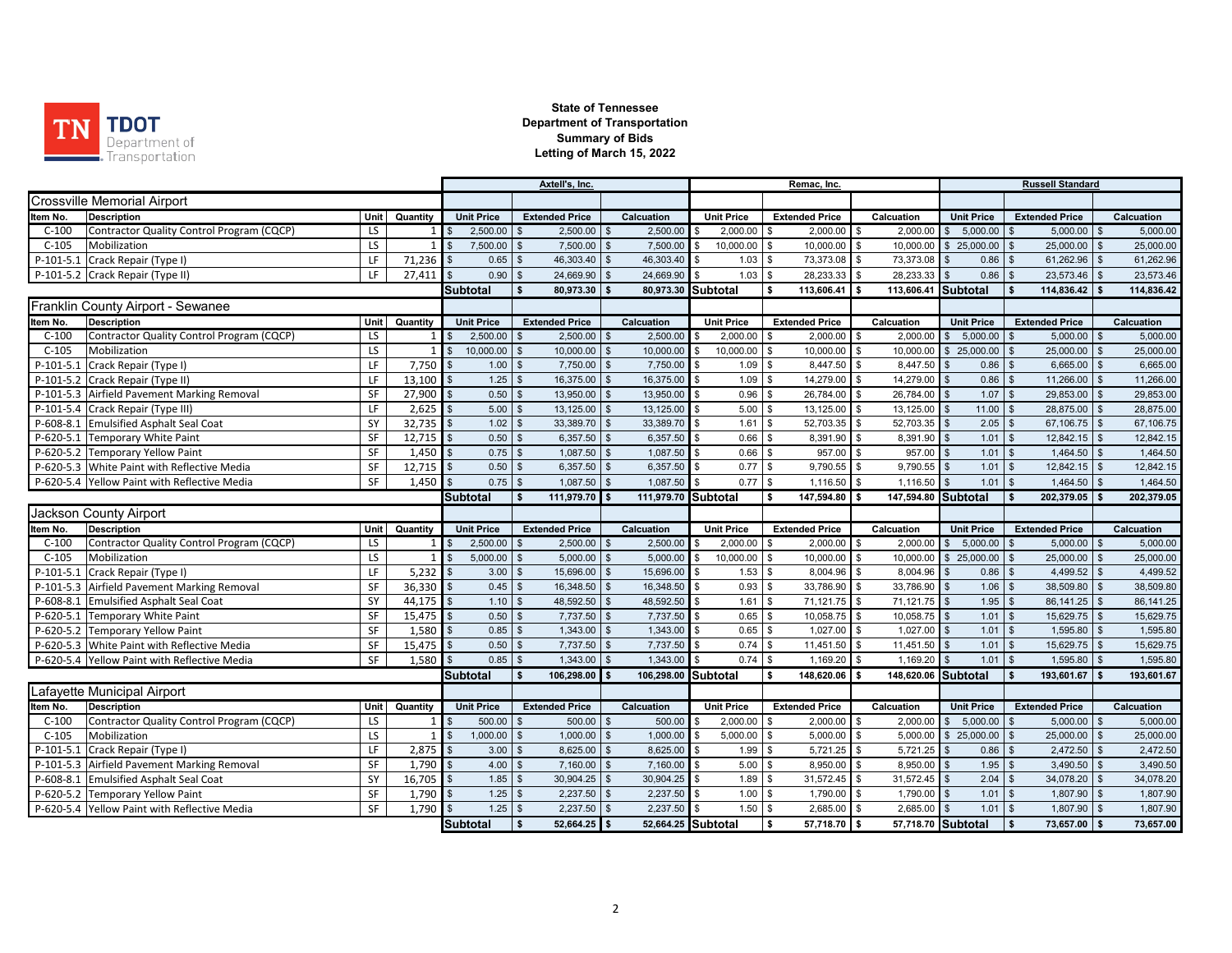**State of Tennessee**
**Department of Transportation**
**Summary of Bids**
**Letting of March 15, 2022**

| | | | | Axtell's, Inc. | | | Remac, Inc. | | | Russell Standard | | |
|---|---|---|---|---|---|---|---|---|---|---|---|---|
| **Crossville Memorial Airport** | | | | | | | | | | | | |
| Item No. | Description | Unit | Quantity | Unit Price | Extended Price | Calcuation | Unit Price | Extended Price | Calcuation | Unit Price | Extended Price | Calcuation |
| C-100 | Contractor Quality Control Program (CQCP) | LS | 1 | $ 2,500.00 | $ 2,500.00 | $ 2,500.00 | $ 2,000.00 | $ 2,000.00 | $ 2,000.00 | $ 5,000.00 | $ 5,000.00 | $ 5,000.00 |
| C-105 | Mobilization | LS | 1 | $ 7,500.00 | $ 7,500.00 | $ 7,500.00 | $ 10,000.00 | $ 10,000.00 | $ 10,000.00 | $ 25,000.00 | $ 25,000.00 | $ 25,000.00 |
| P-101-5.1 | Crack Repair (Type I) | LF | 71,236 | $ 0.65 | $ 46,303.40 | $ 46,303.40 | $ 1.03 | $ 73,373.08 | $ 73,373.08 | $ 0.86 | $ 61,262.96 | $ 61,262.96 |
| P-101-5.2 | Crack Repair (Type II) | LF | 27,411 | $ 0.90 | $ 24,669.90 | $ 24,669.90 | $ 1.03 | $ 28,233.33 | $ 28,233.33 | $ 0.86 | $ 23,573.46 | $ 23,573.46 |
| | | | | **Subtotal** | **$ 80,973.30** | **$ 80,973.30** | **Subtotal** | **$ 113,606.41** | **$ 113,606.41** | **Subtotal** | **$ 114,836.42** | **$ 114,836.42** |
| **Franklin County Airport - Sewanee** | | | | | | | | | | | | |
| Item No. | Description | Unit | Quantity | Unit Price | Extended Price | Calcuation | Unit Price | Extended Price | Calcuation | Unit Price | Extended Price | Calcuation |
| C-100 | Contractor Quality Control Program (CQCP) | LS | 1 | $ 2,500.00 | $ 2,500.00 | $ 2,500.00 | $ 2,000.00 | $ 2,000.00 | $ 2,000.00 | $ 5,000.00 | $ 5,000.00 | $ 5,000.00 |
| C-105 | Mobilization | LS | 1 | $ 10,000.00 | $ 10,000.00 | $ 10,000.00 | $ 10,000.00 | $ 10,000.00 | $ 10,000.00 | $ 25,000.00 | $ 25,000.00 | $ 25,000.00 |
| P-101-5.1 | Crack Repair (Type I) | LF | 7,750 | $ 1.00 | $ 7,750.00 | $ 7,750.00 | $ 1.09 | $ 8,447.50 | $ 8,447.50 | $ 0.86 | $ 6,665.00 | $ 6,665.00 |
| P-101-5.2 | Crack Repair (Type II) | LF | 13,100 | $ 1.25 | $ 16,375.00 | $ 16,375.00 | $ 1.09 | $ 14,279.00 | $ 14,279.00 | $ 0.86 | $ 11,266.00 | $ 11,266.00 |
| P-101-5.3 | Airfield Pavement Marking Removal | SF | 27,900 | $ 0.50 | $ 13,950.00 | $ 13,950.00 | $ 0.96 | $ 26,784.00 | $ 26,784.00 | $ 1.07 | $ 29,853.00 | $ 29,853.00 |
| P-101-5.4 | Crack Repair (Type III) | LF | 2,625 | $ 5.00 | $ 13,125.00 | $ 13,125.00 | $ 5.00 | $ 13,125.00 | $ 13,125.00 | $ 11.00 | $ 28,875.00 | $ 28,875.00 |
| P-608-8.1 | Emulsified Asphalt Seal Coat | SY | 32,735 | $ 1.02 | $ 33,389.70 | $ 33,389.70 | $ 1.61 | $ 52,703.35 | $ 52,703.35 | $ 2.05 | $ 67,106.75 | $ 67,106.75 |
| P-620-5.1 | Temporary White Paint | SF | 12,715 | $ 0.50 | $ 6,357.50 | $ 6,357.50 | $ 0.66 | $ 8,391.90 | $ 8,391.90 | $ 1.01 | $ 12,842.15 | $ 12,842.15 |
| P-620-5.2 | Temporary Yellow Paint | SF | 1,450 | $ 0.75 | $ 1,087.50 | $ 1,087.50 | $ 0.66 | $ 957.00 | $ 957.00 | $ 1.01 | $ 1,464.50 | $ 1,464.50 |
| P-620-5.3 | White Paint with Reflective Media | SF | 12,715 | $ 0.50 | $ 6,357.50 | $ 6,357.50 | $ 0.77 | $ 9,790.55 | $ 9,790.55 | $ 1.01 | $ 12,842.15 | $ 12,842.15 |
| P-620-5.4 | Yellow Paint with Reflective Media | SF | 1,450 | $ 0.75 | $ 1,087.50 | $ 1,087.50 | $ 0.77 | $ 1,116.50 | $ 1,116.50 | $ 1.01 | $ 1,464.50 | $ 1,464.50 |
| | | | | **Subtotal** | **$ 111,979.70** | **$ 111,979.70** | **Subtotal** | **$ 147,594.80** | **$ 147,594.80** | **Subtotal** | **$ 202,379.05** | **$ 202,379.05** |
| **Jackson County Airport** | | | | | | | | | | | | |
| Item No. | Description | Unit | Quantity | Unit Price | Extended Price | Calcuation | Unit Price | Extended Price | Calcuation | Unit Price | Extended Price | Calcuation |
| C-100 | Contractor Quality Control Program (CQCP) | LS | 1 | $ 2,500.00 | $ 2,500.00 | $ 2,500.00 | $ 2,000.00 | $ 2,000.00 | $ 2,000.00 | $ 5,000.00 | $ 5,000.00 | $ 5,000.00 |
| C-105 | Mobilization | LS | 1 | $ 5,000.00 | $ 5,000.00 | $ 5,000.00 | $ 10,000.00 | $ 10,000.00 | $ 10,000.00 | $ 25,000.00 | $ 25,000.00 | $ 25,000.00 |
| P-101-5.1 | Crack Repair (Type I) | LF | 5,232 | $ 3.00 | $ 15,696.00 | $ 15,696.00 | $ 1.53 | $ 8,004.96 | $ 8,004.96 | $ 0.86 | $ 4,499.52 | $ 4,499.52 |
| P-101-5.3 | Airfield Pavement Marking Removal | SF | 36,330 | $ 0.45 | $ 16,348.50 | $ 16,348.50 | $ 0.93 | $ 33,786.90 | $ 33,786.90 | $ 1.06 | $ 38,509.80 | $ 38,509.80 |
| P-608-8.1 | Emulsified Asphalt Seal Coat | SY | 44,175 | $ 1.10 | $ 48,592.50 | $ 48,592.50 | $ 1.61 | $ 71,121.75 | $ 71,121.75 | $ 1.95 | $ 86,141.25 | $ 86,141.25 |
| P-620-5.1 | Temporary White Paint | SF | 15,475 | $ 0.50 | $ 7,737.50 | $ 7,737.50 | $ 0.65 | $ 10,058.75 | $ 10,058.75 | $ 1.01 | $ 15,629.75 | $ 15,629.75 |
| P-620-5.2 | Temporary Yellow Paint | SF | 1,580 | $ 0.85 | $ 1,343.00 | $ 1,343.00 | $ 0.65 | $ 1,027.00 | $ 1,027.00 | $ 1.01 | $ 1,595.80 | $ 1,595.80 |
| P-620-5.3 | White Paint with Reflective Media | SF | 15,475 | $ 0.50 | $ 7,737.50 | $ 7,737.50 | $ 0.74 | $ 11,451.50 | $ 11,451.50 | $ 1.01 | $ 15,629.75 | $ 15,629.75 |
| P-620-5.4 | Yellow Paint with Reflective Media | SF | 1,580 | $ 0.85 | $ 1,343.00 | $ 1,343.00 | $ 0.74 | $ 1,169.20 | $ 1,169.20 | $ 1.01 | $ 1,595.80 | $ 1,595.80 |
| | | | | **Subtotal** | **$ 106,298.00** | **$ 106,298.00** | **Subtotal** | **$ 148,620.06** | **$ 148,620.06** | **Subtotal** | **$ 193,601.67** | **$ 193,601.67** |
| **Lafayette Municipal Airport** | | | | | | | | | | | | |
| Item No. | Description | Unit | Quantity | Unit Price | Extended Price | Calcuation | Unit Price | Extended Price | Calcuation | Unit Price | Extended Price | Calcuation |
| C-100 | Contractor Quality Control Program (CQCP) | LS | 1 | $ 500.00 | $ 500.00 | $ 500.00 | $ 2,000.00 | $ 2,000.00 | $ 2,000.00 | $ 5,000.00 | $ 5,000.00 | $ 5,000.00 |
| C-105 | Mobilization | LS | 1 | $ 1,000.00 | $ 1,000.00 | $ 1,000.00 | $ 5,000.00 | $ 5,000.00 | $ 5,000.00 | $ 25,000.00 | $ 25,000.00 | $ 25,000.00 |
| P-101-5.1 | Crack Repair (Type I) | LF | 2,875 | $ 3.00 | $ 8,625.00 | $ 8,625.00 | $ 1.99 | $ 5,721.25 | $ 5,721.25 | $ 0.86 | $ 2,472.50 | $ 2,472.50 |
| P-101-5.3 | Airfield Pavement Marking Removal | SF | 1,790 | $ 4.00 | $ 7,160.00 | $ 7,160.00 | $ 5.00 | $ 8,950.00 | $ 8,950.00 | $ 1.95 | $ 3,490.50 | $ 3,490.50 |
| P-608-8.1 | Emulsified Asphalt Seal Coat | SY | 16,705 | $ 1.85 | $ 30,904.25 | $ 30,904.25 | $ 1.89 | $ 31,572.45 | $ 31,572.45 | $ 2.04 | $ 34,078.20 | $ 34,078.20 |
| P-620-5.2 | Temporary Yellow Paint | SF | 1,790 | $ 1.25 | $ 2,237.50 | $ 2,237.50 | $ 1.00 | $ 1,790.00 | $ 1,790.00 | $ 1.01 | $ 1,807.90 | $ 1,807.90 |
| P-620-5.4 | Yellow Paint with Reflective Media | SF | 1,790 | $ 1.25 | $ 2,237.50 | $ 2,237.50 | $ 1.50 | $ 2,685.00 | $ 2,685.00 | $ 1.01 | $ 1,807.90 | $ 1,807.90 |
| | | | | **Subtotal** | **$ 52,664.25** | **$ 52,664.25** | **Subtotal** | **$ 57,718.70** | **$ 57,718.70** | **Subtotal** | **$ 73,657.00** | **$ 73,657.00** |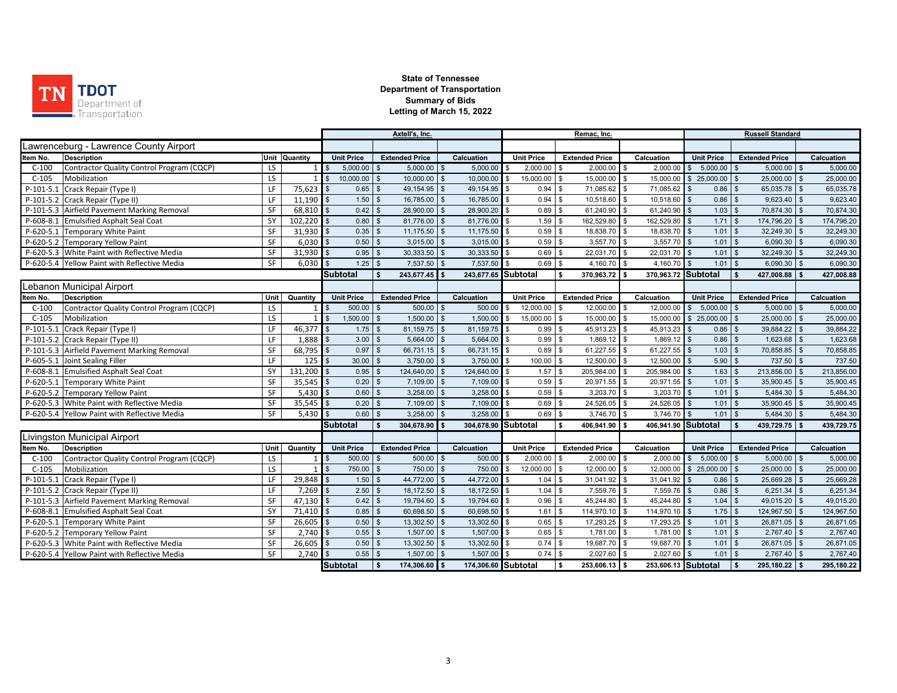TN TDOT Department of Transportation

**State of Tennessee**
**Department of Transportation**
**Summary of Bids**
**Letting of March 15, 2022**

| | | | | Axtell's, Inc. | | | Remac, Inc. | | | Russell Standard | | |
|---|---|---|---|---|---|---|---|---|---|---|---|---|
| **Lawrenceburg - Lawrence County Airport** | | | | | | | | | | | | |
| Item No. | Description | Unit | Quantity | Unit Price | Extended Price | Calcuation | Unit Price | Extended Price | Calcuation | Unit Price | Extended Price | Calcuation |
| C-100 | Contractor Quality Control Program (CQCP) | LS | 1 | $ 5,000.00 | $ 5,000.00 | $ 5,000.00 | $ 2,000.00 | $ 2,000.00 | $ 2,000.00 | $ 5,000.00 | $ 5,000.00 | $ 5,000.00 |
| C-105 | Mobilization | LS | 1 | $ 10,000.00 | $ 10,000.00 | $ 10,000.00 | $ 15,000.00 | $ 15,000.00 | $ 15,000.00 | $ 25,000.00 | $ 25,000.00 | $ 25,000.00 |
| P-101-5.1 | Crack Repair (Type I) | LF | 75,623 | $ 0.65 | $ 49,154.95 | $ 49,154.95 | $ 0.94 | $ 71,085.62 | $ 71,085.62 | $ 0.86 | $ 65,035.78 | $ 65,035.78 |
| P-101-5.2 | Crack Repair (Type II) | LF | 11,190 | $ 1.50 | $ 16,785.00 | $ 16,785.00 | $ 0.94 | $ 10,518.60 | $ 10,518.60 | $ 0.86 | $ 9,623.40 | $ 9,623.40 |
| P-101-5.3 | Airfield Pavement Marking Removal | SF | 68,810 | $ 0.42 | $ 28,900.00 | $ 28,900.20 | $ 0.89 | $ 61,240.90 | $ 61,240.90 | $ 1.03 | $ 70,874.30 | $ 70,874.30 |
| P-608-8.1 | Emulsified Asphalt Seal Coat | SY | 102,220 | $ 0.80 | $ 81,776.00 | $ 81,776.00 | $ 1.59 | $ 162,529.80 | $ 162,529.80 | $ 1.71 | $ 174,796.20 | $ 174,796.20 |
| P-620-5.1 | Temporary White Paint | SF | 31,930 | $ 0.35 | $ 11,175.50 | $ 11,175.50 | $ 0.59 | $ 18,838.70 | $ 18,838.70 | $ 1.01 | $ 32,249.30 | $ 32,249.30 |
| P-620-5.2 | Temporary Yellow Paint | SF | 6,030 | $ 0.50 | $ 3,015.00 | $ 3,015.00 | $ 0.59 | $ 3,557.70 | $ 3,557.70 | $ 1.01 | $ 6,090.30 | $ 6,090.30 |
| P-620-5.3 | White Paint with Reflective Media | SF | 31,930 | $ 0.95 | $ 30,333.50 | $ 30,333.50 | $ 0.69 | $ 22,031.70 | $ 22,031.70 | $ 1.01 | $ 32,249.30 | $ 32,249.30 |
| P-620-5.4 | Yellow Paint with Reflective Media | SF | 6,030 | $ 1.25 | $ 7,537.50 | $ 7,537.50 | $ 0.69 | $ 4,160.70 | $ 4,160.70 | $ 1.01 | $ 6,090.30 | $ 6,090.30 |
| | | | | **Subtotal** | **$ 243,677.45** | **$ 243,677.65** | **Subtotal** | **$ 370,963.72** | **$ 370,963.72** | **Subtotal** | **$ 427,008.88** | **$ 427,008.88** |
| **Lebanon Municipal Airport** | | | | | | | | | | | | |
| Item No. | Description | Unit | Quantity | Unit Price | Extended Price | Calcuation | Unit Price | Extended Price | Calcuation | Unit Price | Extended Price | Calcuation |
| C-100 | Contractor Quality Control Program (CQCP) | LS | 1 | $ 500.00 | $ 500.00 | $ 500.00 | $ 12,000.00 | $ 12,000.00 | $ 12,000.00 | $ 5,000.00 | $ 5,000.00 | $ 5,000.00 |
| C-105 | Mobilization | LS | 1 | $ 1,500.00 | $ 1,500.00 | $ 1,500.00 | $ 15,000.00 | $ 15,000.00 | $ 15,000.00 | $ 25,000.00 | $ 25,000.00 | $ 25,000.00 |
| P-101-5.1 | Crack Repair (Type I) | LF | 46,377 | $ 1.75 | $ 81,159.75 | $ 81,159.75 | $ 0.99 | $ 45,913.23 | $ 45,913.23 | $ 0.86 | $ 39,884.22 | $ 39,884.22 |
| P-101-5.2 | Crack Repair (Type II) | LF | 1,888 | $ 3.00 | $ 5,664.00 | $ 5,664.00 | $ 0.99 | $ 1,869.12 | $ 1,869.12 | $ 0.86 | $ 1,623.68 | $ 1,623.68 |
| P-101-5.3 | Airfield Pavement Marking Removal | SF | 68,795 | $ 0.97 | $ 66,731.15 | $ 66,731.15 | $ 0.89 | $ 61,227.55 | $ 61,227.55 | $ 1.03 | $ 70,858.85 | $ 70,858.85 |
| P-605-5.1 | Joint Sealing Filler | LF | 125 | $ 30.00 | $ 3,750.00 | $ 3,750.00 | $ 100.00 | $ 12,500.00 | $ 12,500.00 | $ 5.90 | $ 737.50 | $ 737.50 |
| P-608-8.1 | Emulsified Asphalt Seal Coat | SY | 131,200 | $ 0.95 | $ 124,640.00 | $ 124,640.00 | $ 1.57 | $ 205,984.00 | $ 205,984.00 | $ 1.63 | $ 213,856.00 | $ 213,856.00 |
| P-620-5.1 | Temporary White Paint | SF | 35,545 | $ 0.20 | $ 7,109.00 | $ 7,109.00 | $ 0.59 | $ 20,971.55 | $ 20,971.55 | $ 1.01 | $ 35,900.45 | $ 35,900.45 |
| P-620-5.2 | Temporary Yellow Paint | SF | 5,430 | $ 0.60 | $ 3,258.00 | $ 3,258.00 | $ 0.59 | $ 3,203.70 | $ 3,203.70 | $ 1.01 | $ 5,484.30 | $ 5,484.30 |
| P-620-5.3 | White Paint with Reflective Media | SF | 35,545 | $ 0.20 | $ 7,109.00 | $ 7,109.00 | $ 0.69 | $ 24,526.05 | $ 24,526.05 | $ 1.01 | $ 35,900.45 | $ 35,900.45 |
| P-620-5.4 | Yellow Paint with Reflective Media | SF | 5,430 | $ 0.60 | $ 3,258.00 | $ 3,258.00 | $ 0.69 | $ 3,746.70 | $ 3,746.70 | $ 1.01 | $ 5,484.30 | $ 5,484.30 |
| | | | | **Subtotal** | **$ 304,678.90** | **$ 304,678.90** | **Subtotal** | **$ 406,941.90** | **$ 406,941.90** | **Subtotal** | **$ 439,729.75** | **$ 439,729.75** |
| **Livingston Municipal Airport** | | | | | | | | | | | | |
| Item No. | Description | Unit | Quantity | Unit Price | Extended Price | Calcuation | Unit Price | Extended Price | Calcuation | Unit Price | Extended Price | Calcuation |
| C-100 | Contractor Quality Control Program (CQCP) | LS | 1 | $ 500.00 | $ 500.00 | $ 500.00 | $ 2,000.00 | $ 2,000.00 | $ 2,000.00 | $ 5,000.00 | $ 5,000.00 | $ 5,000.00 |
| C-105 | Mobilization | LS | 1 | $ 750.00 | $ 750.00 | $ 750.00 | $ 12,000.00 | $ 12,000.00 | $ 12,000.00 | $ 25,000.00 | $ 25,000.00 | $ 25,000.00 |
| P-101-5.1 | Crack Repair (Type I) | LF | 29,848 | $ 1.50 | $ 44,772.00 | $ 44,772.00 | $ 1.04 | $ 31,041.92 | $ 31,041.92 | $ 0.86 | $ 25,669.28 | $ 25,669.28 |
| P-101-5.2 | Crack Repair (Type II) | LF | 7,269 | $ 2.50 | $ 18,172.50 | $ 18,172.50 | $ 1.04 | $ 7,559.76 | $ 7,559.76 | $ 0.86 | $ 6,251.34 | $ 6,251.34 |
| P-101-5.3 | Airfield Pavement Marking Removal | SF | 47,130 | $ 0.42 | $ 19,794.60 | $ 19,794.60 | $ 0.96 | $ 45,244.80 | $ 45,244.80 | $ 1.04 | $ 49,015.20 | $ 49,015.20 |
| P-608-8.1 | Emulsified Asphalt Seal Coat | SY | 71,410 | $ 0.85 | $ 60,698.50 | $ 60,698.50 | $ 1.61 | $ 114,970.10 | $ 114,970.10 | $ 1.75 | $ 124,967.50 | $ 124,967.50 |
| P-620-5.1 | Temporary White Paint | SF | 26,605 | $ 0.50 | $ 13,302.50 | $ 13,302.50 | $ 0.65 | $ 17,293.25 | $ 17,293.25 | $ 1.01 | $ 26,871.05 | $ 26,871.05 |
| P-620-5.2 | Temporary Yellow Paint | SF | 2,740 | $ 0.55 | $ 1,507.00 | $ 1,507.00 | $ 0.65 | $ 1,781.00 | $ 1,781.00 | $ 1.01 | $ 2,767.40 | $ 2,767.40 |
| P-620-5.3 | White Paint with Reflective Media | SF | 26,605 | $ 0.50 | $ 13,302.50 | $ 13,302.50 | $ 0.74 | $ 19,687.70 | $ 19,687.70 | $ 1.01 | $ 26,871.05 | $ 26,871.05 |
| P-620-5.4 | Yellow Paint with Reflective Media | SF | 2,740 | $ 0.55 | $ 1,507.00 | $ 1,507.00 | $ 0.74 | $ 2,027.60 | $ 2,027.60 | $ 1.01 | $ 2,767.40 | $ 2,767.40 |
| | | | | **Subtotal** | **$ 174,306.60** | **$ 174,306.60** | **Subtotal** | **$ 253,606.13** | **$ 253,606.13** | **Subtotal** | **$ 295,180.22** | **$ 295,180.22** |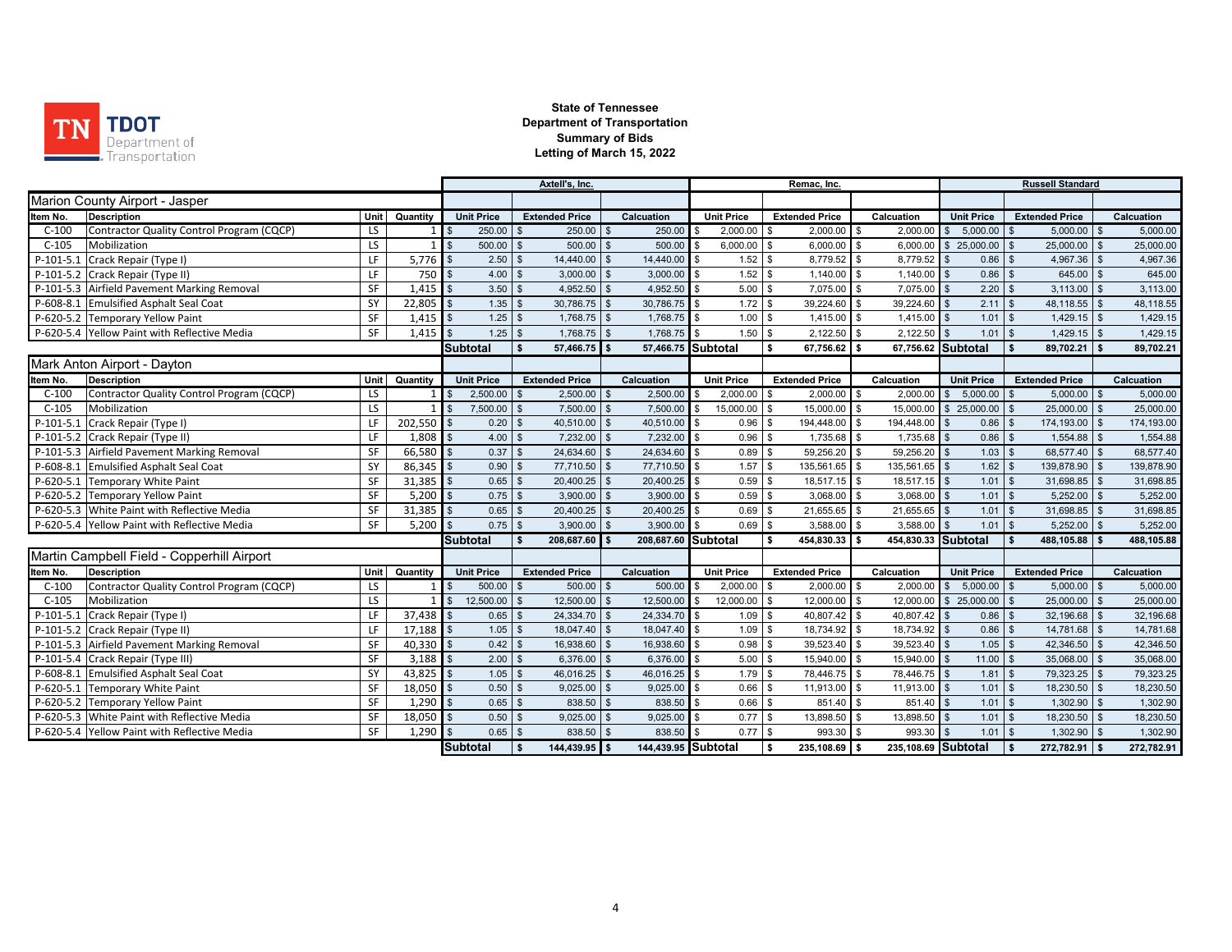TN TDOT Department of Transportation

**State of Tennessee**
**Department of Transportation**
**Summary of Bids**
**Letting of March 15, 2022**

| | | | | Axtell's, Inc. | | | Remac, Inc. | | | Russell Standard | | |
|---|---|---|---|---|---|---|---|---|---|---|---|---|
| **Marion County Airport - Jasper** | | | | | | | | | | | | |
| Item No. | Description | Unit | Quantity | Unit Price | Extended Price | Calcuation | Unit Price | Extended Price | Calcuation | Unit Price | Extended Price | Calcuation |
| C-100 | Contractor Quality Control Program (CQCP) | LS | 1 | $ 250.00 | $ 250.00 | $ 250.00 | $ 2,000.00 | $ 2,000.00 | $ 2,000.00 | $ 5,000.00 | $ 5,000.00 | $ 5,000.00 |
| C-105 | Mobilization | LS | 1 | $ 500.00 | $ 500.00 | $ 500.00 | $ 6,000.00 | $ 6,000.00 | $ 6,000.00 | $ 25,000.00 | $ 25,000.00 | $ 25,000.00 |
| P-101-5.1 | Crack Repair (Type I) | LF | 5,776 | $ 2.50 | $ 14,440.00 | $ 14,440.00 | $ 1.52 | $ 8,779.52 | $ 8,779.52 | $ 0.86 | $ 4,967.36 | $ 4,967.36 |
| P-101-5.2 | Crack Repair (Type II) | LF | 750 | $ 4.00 | $ 3,000.00 | $ 3,000.00 | $ 1.52 | $ 1,140.00 | $ 1,140.00 | $ 0.86 | $ 645.00 | $ 645.00 |
| P-101-5.3 | Airfield Pavement Marking Removal | SF | 1,415 | $ 3.50 | $ 4,952.50 | $ 4,952.50 | $ 5.00 | $ 7,075.00 | $ 7,075.00 | $ 2.20 | $ 3,113.00 | $ 3,113.00 |
| P-608-8.1 | Emulsified Asphalt Seal Coat | SY | 22,805 | $ 1.35 | $ 30,786.75 | $ 30,786.75 | $ 1.72 | $ 39,224.60 | $ 39,224.60 | $ 2.11 | $ 48,118.55 | $ 48,118.55 |
| P-620-5.2 | Temporary Yellow Paint | SF | 1,415 | $ 1.25 | $ 1,768.75 | $ 1,768.75 | $ 1.00 | $ 1,415.00 | $ 1,415.00 | $ 1.01 | $ 1,429.15 | $ 1,429.15 |
| P-620-5.4 | Yellow Paint with Reflective Media | SF | 1,415 | $ 1.25 | $ 1,768.75 | $ 1,768.75 | $ 1.50 | $ 2,122.50 | $ 2,122.50 | $ 1.01 | $ 1,429.15 | $ 1,429.15 |
| | | | | **Subtotal** | **$ 57,466.75** | **$ 57,466.75** | **Subtotal** | **$ 67,756.62** | **$ 67,756.62** | **Subtotal** | **$ 89,702.21** | **$ 89,702.21** |
| **Mark Anton Airport - Dayton** | | | | | | | | | | | | |
| Item No. | Description | Unit | Quantity | Unit Price | Extended Price | Calcuation | Unit Price | Extended Price | Calcuation | Unit Price | Extended Price | Calcuation |
| C-100 | Contractor Quality Control Program (CQCP) | LS | 1 | $ 2,500.00 | $ 2,500.00 | $ 2,500.00 | $ 2,000.00 | $ 2,000.00 | $ 2,000.00 | $ 5,000.00 | $ 5,000.00 | $ 5,000.00 |
| C-105 | Mobilization | LS | 1 | $ 7,500.00 | $ 7,500.00 | $ 7,500.00 | $ 15,000.00 | $ 15,000.00 | $ 15,000.00 | $ 25,000.00 | $ 25,000.00 | $ 25,000.00 |
| P-101-5.1 | Crack Repair (Type I) | LF | 202,550 | $ 0.20 | $ 40,510.00 | $ 40,510.00 | $ 0.96 | $ 194,448.00 | $ 194,448.00 | $ 0.86 | $ 174,193.00 | $ 174,193.00 |
| P-101-5.2 | Crack Repair (Type II) | LF | 1,808 | $ 4.00 | $ 7,232.00 | $ 7,232.00 | $ 0.96 | $ 1,735.68 | $ 1,735.68 | $ 0.86 | $ 1,554.88 | $ 1,554.88 |
| P-101-5.3 | Airfield Pavement Marking Removal | SF | 66,580 | $ 0.37 | $ 24,634.60 | $ 24,634.60 | $ 0.89 | $ 59,256.20 | $ 59,256.20 | $ 1.03 | $ 68,577.40 | $ 68,577.40 |
| P-608-8.1 | Emulsified Asphalt Seal Coat | SY | 86,345 | $ 0.90 | $ 77,710.50 | $ 77,710.50 | $ 1.57 | $ 135,561.65 | $ 135,561.65 | $ 1.62 | $ 139,878.90 | $ 139,878.90 |
| P-620-5.1 | Temporary White Paint | SF | 31,385 | $ 0.65 | $ 20,400.25 | $ 20,400.25 | $ 0.59 | $ 18,517.15 | $ 18,517.15 | $ 1.01 | $ 31,698.85 | $ 31,698.85 |
| P-620-5.2 | Temporary Yellow Paint | SF | 5,200 | $ 0.75 | $ 3,900.00 | $ 3,900.00 | $ 0.59 | $ 3,068.00 | $ 3,068.00 | $ 1.01 | $ 5,252.00 | $ 5,252.00 |
| P-620-5.3 | White Paint with Reflective Media | SF | 31,385 | $ 0.65 | $ 20,400.25 | $ 20,400.25 | $ 0.69 | $ 21,655.65 | $ 21,655.65 | $ 1.01 | $ 31,698.85 | $ 31,698.85 |
| P-620-5.4 | Yellow Paint with Reflective Media | SF | 5,200 | $ 0.75 | $ 3,900.00 | $ 3,900.00 | $ 0.69 | $ 3,588.00 | $ 3,588.00 | $ 1.01 | $ 5,252.00 | $ 5,252.00 |
| | | | | **Subtotal** | **$ 208,687.60** | **$ 208,687.60** | **Subtotal** | **$ 454,830.33** | **$ 454,830.33** | **Subtotal** | **$ 488,105.88** | **$ 488,105.88** |
| **Martin Campbell Field - Copperhill Airport** | | | | | | | | | | | | |
| Item No. | Description | Unit | Quantity | Unit Price | Extended Price | Calcuation | Unit Price | Extended Price | Calcuation | Unit Price | Extended Price | Calcuation |
| C-100 | Contractor Quality Control Program (CQCP) | LS | 1 | $ 500.00 | $ 500.00 | $ 500.00 | $ 2,000.00 | $ 2,000.00 | $ 2,000.00 | $ 5,000.00 | $ 5,000.00 | $ 5,000.00 |
| C-105 | Mobilization | LS | 1 | $ 12,500.00 | $ 12,500.00 | $ 12,500.00 | $ 12,000.00 | $ 12,000.00 | $ 12,000.00 | $ 25,000.00 | $ 25,000.00 | $ 25,000.00 |
| P-101-5.1 | Crack Repair (Type I) | LF | 37,438 | $ 0.65 | $ 24,334.70 | $ 24,334.70 | $ 1.09 | $ 40,807.42 | $ 40,807.42 | $ 0.86 | $ 32,196.68 | $ 32,196.68 |
| P-101-5.2 | Crack Repair (Type II) | LF | 17,188 | $ 1.05 | $ 18,047.40 | $ 18,047.40 | $ 1.09 | $ 18,734.92 | $ 18,734.92 | $ 0.86 | $ 14,781.68 | $ 14,781.68 |
| P-101-5.3 | Airfield Pavement Marking Removal | SF | 40,330 | $ 0.42 | $ 16,938.60 | $ 16,938.60 | $ 0.98 | $ 39,523.40 | $ 39,523.40 | $ 1.05 | $ 42,346.50 | $ 42,346.50 |
| P-101-5.4 | Crack Repair (Type III) | SF | 3,188 | $ 2.00 | $ 6,376.00 | $ 6,376.00 | $ 5.00 | $ 15,940.00 | $ 15,940.00 | $ 11.00 | $ 35,068.00 | $ 35,068.00 |
| P-608-8.1 | Emulsified Asphalt Seal Coat | SY | 43,825 | $ 1.05 | $ 46,016.25 | $ 46,016.25 | $ 1.79 | $ 78,446.75 | $ 78,446.75 | $ 1.81 | $ 79,323.25 | $ 79,323.25 |
| P-620-5.1 | Temporary White Paint | SF | 18,050 | $ 0.50 | $ 9,025.00 | $ 9,025.00 | $ 0.66 | $ 11,913.00 | $ 11,913.00 | $ 1.01 | $ 18,230.50 | $ 18,230.50 |
| P-620-5.2 | Temporary Yellow Paint | SF | 1,290 | $ 0.65 | $ 838.50 | $ 838.50 | $ 0.66 | $ 851.40 | $ 851.40 | $ 1.01 | $ 1,302.90 | $ 1,302.90 |
| P-620-5.3 | White Paint with Reflective Media | SF | 18,050 | $ 0.50 | $ 9,025.00 | $ 9,025.00 | $ 0.77 | $ 13,898.50 | $ 13,898.50 | $ 1.01 | $ 18,230.50 | $ 18,230.50 |
| P-620-5.4 | Yellow Paint with Reflective Media | SF | 1,290 | $ 0.65 | $ 838.50 | $ 838.50 | $ 0.77 | $ 993.30 | $ 993.30 | $ 1.01 | $ 1,302.90 | $ 1,302.90 |
| | | | | **Subtotal** | **$ 144,439.95** | **$ 144,439.95** | **Subtotal** | **$ 235,108.69** | **$ 235,108.69** | **Subtotal** | **$ 272,782.91** | **$ 272,782.91** |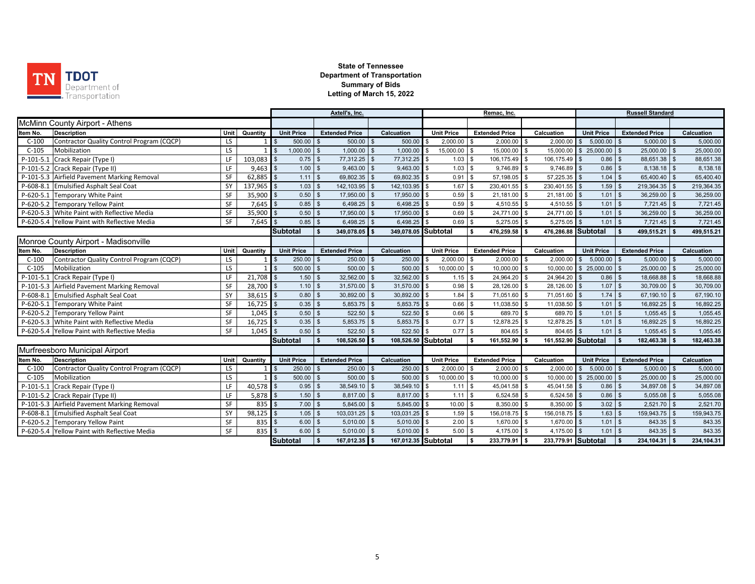**State of Tennessee**
**Department of Transportation**
**Summary of Bids**
**Letting of March 15, 2022**

| | | | | Axtell's, Inc. | | | Remac, Inc. | | | Russell Standard | | |
|---|---|---|---|---|---|---|---|---|---|---|---|---|
| **McMinn County Airport - Athens** | | | | | | | | | | | | |
| Item No. | Description | Unit | Quantity | Unit Price | Extended Price | Calcuation | Unit Price | Extended Price | Calcuation | Unit Price | Extended Price | Calcuation |
| C-100 | Contractor Quality Control Program (CQCP) | LS | 1 | $ 500.00 | $ 500.00 | $ 500.00 | $ 2,000.00 | $ 2,000.00 | $ 2,000.00 | $ 5,000.00 | $ 5,000.00 | $ 5,000.00 |
| C-105 | Mobilization | LS | 1 | $ 1,000.00 | $ 1,000.00 | $ 1,000.00 | $ 15,000.00 | $ 15,000.00 | $ 15,000.00 | $ 25,000.00 | $ 25,000.00 | $ 25,000.00 |
| P-101-5.1 | Crack Repair (Type I) | LF | 103,083 | $ 0.75 | $ 77,312.25 | $ 77,312.25 | $ 1.03 | $ 106,175.49 | $ 106,175.49 | $ 0.86 | $ 88,651.38 | $ 88,651.38 |
| P-101-5.2 | Crack Repair (Type II) | LF | 9,463 | $ 1.00 | $ 9,463.00 | $ 9,463.00 | $ 1.03 | $ 9,746.89 | $ 9,746.89 | $ 0.86 | $ 8,138.18 | $ 8,138.18 |
| P-101-5.3 | Airfield Pavement Marking Removal | SF | 62,885 | $ 1.11 | $ 69,802.35 | $ 69,802.35 | $ 0.91 | $ 57,198.05 | $ 57,225.35 | $ 1.04 | $ 65,400.40 | $ 65,400.40 |
| P-608-8.1 | Emulsified Asphalt Seal Coat | SY | 137,965 | $ 1.03 | $ 142,103.95 | $ 142,103.95 | $ 1.67 | $ 230,401.55 | $ 230,401.55 | $ 1.59 | $ 219,364.35 | $ 219,364.35 |
| P-620-5.1 | Temporary White Paint | SF | 35,900 | $ 0.50 | $ 17,950.00 | $ 17,950.00 | $ 0.59 | $ 21,181.00 | $ 21,181.00 | $ 1.01 | $ 36,259.00 | $ 36,259.00 |
| P-620-5.2 | Temporary Yellow Paint | SF | 7,645 | $ 0.85 | $ 6,498.25 | $ 6,498.25 | $ 0.59 | $ 4,510.55 | $ 4,510.55 | $ 1.01 | $ 7,721.45 | $ 7,721.45 |
| P-620-5.3 | White Paint with Reflective Media | SF | 35,900 | $ 0.50 | $ 17,950.00 | $ 17,950.00 | $ 0.69 | $ 24,771.00 | $ 24,771.00 | $ 1.01 | $ 36,259.00 | $ 36,259.00 |
| P-620-5.4 | Yellow Paint with Reflective Media | SF | 7,645 | $ 0.85 | $ 6,498.25 | $ 6,498.25 | $ 0.69 | $ 5,275.05 | $ 5,275.05 | $ 1.01 | $ 7,721.45 | $ 7,721.45 |
| | | | | **Subtotal** | **$ 349,078.05** | **$ 349,078.05** | **Subtotal** | **$ 476,259.58** | **$ 476,286.88** | **Subtotal** | **$ 499,515.21** | **$ 499,515.21** |
| **Monroe County Airport - Madisonville** | | | | | | | | | | | | |
| Item No. | Description | Unit | Quantity | Unit Price | Extended Price | Calcuation | Unit Price | Extended Price | Calcuation | Unit Price | Extended Price | Calcuation |
| C-100 | Contractor Quality Control Program (CQCP) | LS | 1 | $ 250.00 | $ 250.00 | $ 250.00 | $ 2,000.00 | $ 2,000.00 | $ 2,000.00 | $ 5,000.00 | $ 5,000.00 | $ 5,000.00 |
| C-105 | Mobilization | LS | 1 | $ 500.00 | $ 500.00 | $ 500.00 | $ 10,000.00 | $ 10,000.00 | $ 10,000.00 | $ 25,000.00 | $ 25,000.00 | $ 25,000.00 |
| P-101-5.1 | Crack Repair (Type I) | LF | 21,708 | $ 1.50 | $ 32,562.00 | $ 32,562.00 | $ 1.15 | $ 24,964.20 | $ 24,964.20 | $ 0.86 | $ 18,668.88 | $ 18,668.88 |
| P-101-5.3 | Airfield Pavement Marking Removal | SF | 28,700 | $ 1.10 | $ 31,570.00 | $ 31,570.00 | $ 0.98 | $ 28,126.00 | $ 28,126.00 | $ 1.07 | $ 30,709.00 | $ 30,709.00 |
| P-608-8.1 | Emulsified Asphalt Seal Coat | SY | 38,615 | $ 0.80 | $ 30,892.00 | $ 30,892.00 | $ 1.84 | $ 71,051.60 | $ 71,051.60 | $ 1.74 | $ 67,190.10 | $ 67,190.10 |
| P-620-5.1 | Temporary White Paint | SF | 16,725 | $ 0.35 | $ 5,853.75 | $ 5,853.75 | $ 0.66 | $ 11,038.50 | $ 11,038.50 | $ 1.01 | $ 16,892.25 | $ 16,892.25 |
| P-620-5.2 | Temporary Yellow Paint | SF | 1,045 | $ 0.50 | $ 522.50 | $ 522.50 | $ 0.66 | $ 689.70 | $ 689.70 | $ 1.01 | $ 1,055.45 | $ 1,055.45 |
| P-620-5.3 | White Paint with Reflective Media | SF | 16,725 | $ 0.35 | $ 5,853.75 | $ 5,853.75 | $ 0.77 | $ 12,878.25 | $ 12,878.25 | $ 1.01 | $ 16,892.25 | $ 16,892.25 |
| P-620-5.4 | Yellow Paint with Reflective Media | SF | 1,045 | $ 0.50 | $ 522.50 | $ 522.50 | $ 0.77 | $ 804.65 | $ 804.65 | $ 1.01 | $ 1,055.45 | $ 1,055.45 |
| | | | | **Subtotal** | **$ 108,526.50** | **$ 108,526.50** | **Subtotal** | **$ 161,552.90** | **$ 161,552.90** | **Subtotal** | **$ 182,463.38** | **$ 182,463.38** |
| **Murfreesboro Municipal Airport** | | | | | | | | | | | | |
| Item No. | Description | Unit | Quantity | Unit Price | Extended Price | Calcuation | Unit Price | Extended Price | Calcuation | Unit Price | Extended Price | Calcuation |
| C-100 | Contractor Quality Control Program (CQCP) | LS | 1 | $ 250.00 | $ 250.00 | $ 250.00 | $ 2,000.00 | $ 2,000.00 | $ 2,000.00 | $ 5,000.00 | $ 5,000.00 | $ 5,000.00 |
| C-105 | Mobilization | LS | 1 | $ 500.00 | $ 500.00 | $ 500.00 | $ 10,000.00 | $ 10,000.00 | $ 10,000.00 | $ 25,000.00 | $ 25,000.00 | $ 25,000.00 |
| P-101-5.1 | Crack Repair (Type I) | LF | 40,578 | $ 0.95 | $ 38,549.10 | $ 38,549.10 | $ 1.11 | $ 45,041.58 | $ 45,041.58 | $ 0.86 | $ 34,897.08 | $ 34,897.08 |
| P-101-5.2 | Crack Repair (Type II) | LF | 5,878 | $ 1.50 | $ 8,817.00 | $ 8,817.00 | $ 1.11 | $ 6,524.58 | $ 6,524.58 | $ 0.86 | $ 5,055.08 | $ 5,055.08 |
| P-101-5.3 | Airfield Pavement Marking Removal | SF | 835 | $ 7.00 | $ 5,845.00 | $ 5,845.00 | $ 10.00 | $ 8,350.00 | $ 8,350.00 | $ 3.02 | $ 2,521.70 | $ 2,521.70 |
| P-608-8.1 | Emulsified Asphalt Seal Coat | SY | 98,125 | $ 1.05 | $ 103,031.25 | $ 103,031.25 | $ 1.59 | $ 156,018.75 | $ 156,018.75 | $ 1.63 | $ 159,943.75 | $ 159,943.75 |
| P-620-5.2 | Temporary Yellow Paint | SF | 835 | $ 6.00 | $ 5,010.00 | $ 5,010.00 | $ 2.00 | $ 1,670.00 | $ 1,670.00 | $ 1.01 | $ 843.35 | $ 843.35 |
| P-620-5.4 | Yellow Paint with Reflective Media | SF | 835 | $ 6.00 | $ 5,010.00 | $ 5,010.00 | $ 5.00 | $ 4,175.00 | $ 4,175.00 | $ 1.01 | $ 843.35 | $ 843.35 |
| | | | | **Subtotal** | **$ 167,012.35** | **$ 167,012.35** | **Subtotal** | **$ 233,779.91** | **$ 233,779.91** | **Subtotal** | **$ 234,104.31** | **$ 234,104.31** |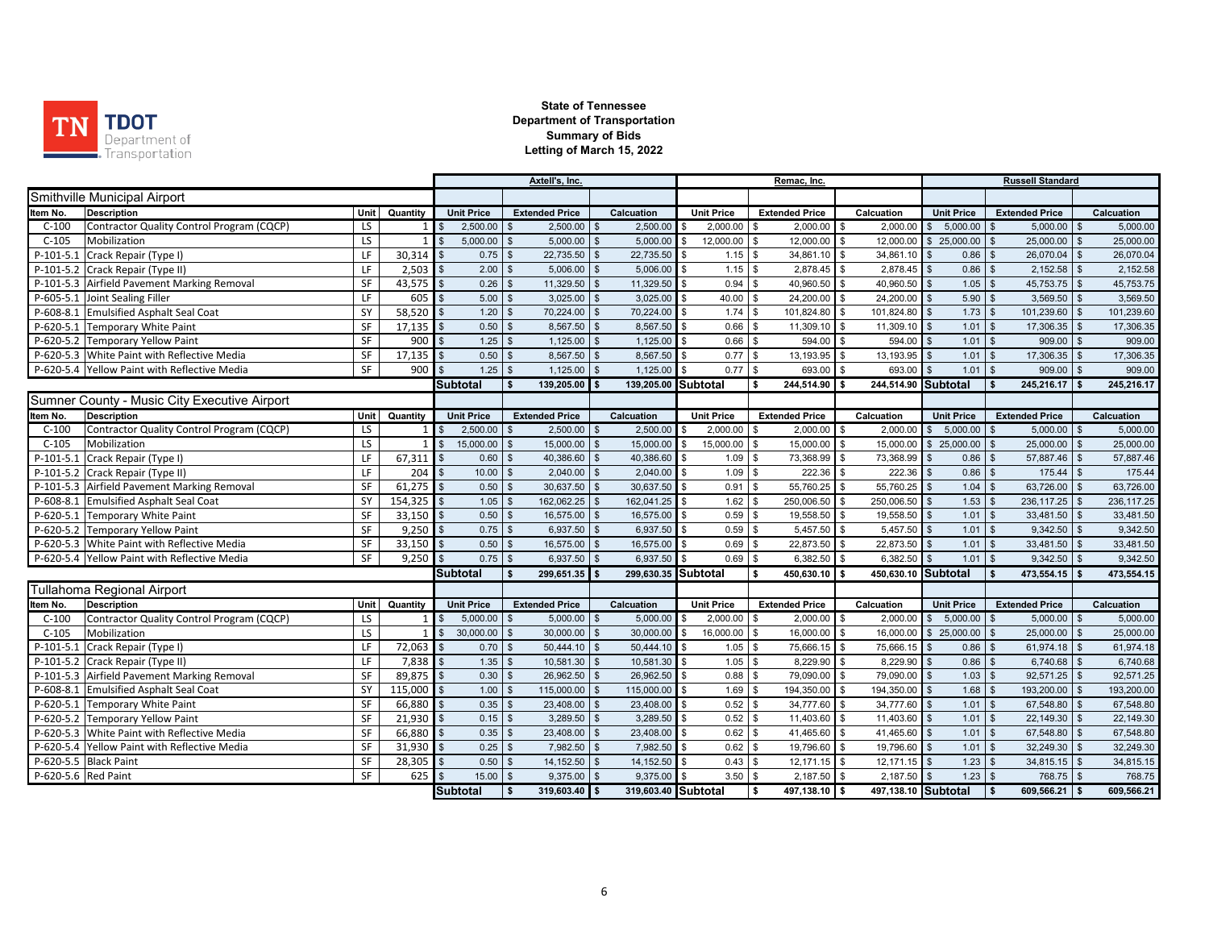TN TDOT Department of Transportation

**State of Tennessee**
**Department of Transportation**
**Summary of Bids**
**Letting of March 15, 2022**

| | | | | Axtell's, Inc. | | | Remac, Inc. | | | Russell Standard | | |
|---|---|---|---|---|---|---|---|---|---|---|---|---|
| **Smithville Municipal Airport** | | | | | | | | | | | | |
| Item No. | Description | Unit | Quantity | Unit Price | Extended Price | Calcuation | Unit Price | Extended Price | Calcuation | Unit Price | Extended Price | Calcuation |
| C-100 | Contractor Quality Control Program (CQCP) | LS | 1 | $ 2,500.00 | $ 2,500.00 | $ 2,500.00 | $ 2,000.00 | $ 2,000.00 | $ 2,000.00 | $ 5,000.00 | $ 5,000.00 | $ 5,000.00 |
| C-105 | Mobilization | LS | 1 | $ 5,000.00 | $ 5,000.00 | $ 5,000.00 | $ 12,000.00 | $ 12,000.00 | $ 12,000.00 | $ 25,000.00 | $ 25,000.00 | $ 25,000.00 |
| P-101-5.1 | Crack Repair (Type I) | LF | 30,314 | $ 0.75 | $ 22,735.50 | $ 22,735.50 | $ 1.15 | $ 34,861.10 | $ 34,861.10 | $ 0.86 | $ 26,070.04 | $ 26,070.04 |
| P-101-5.2 | Crack Repair (Type II) | LF | 2,503 | $ 2.00 | $ 5,006.00 | $ 5,006.00 | $ 1.15 | $ 2,878.45 | $ 2,878.45 | $ 0.86 | $ 2,152.58 | $ 2,152.58 |
| P-101-5.3 | Airfield Pavement Marking Removal | SF | 43,575 | $ 0.26 | $ 11,329.50 | $ 11,329.50 | $ 0.94 | $ 40,960.50 | $ 40,960.50 | $ 1.05 | $ 45,753.75 | $ 45,753.75 |
| P-605-5.1 | Joint Sealing Filler | LF | 605 | $ 5.00 | $ 3,025.00 | $ 3,025.00 | $ 40.00 | $ 24,200.00 | $ 24,200.00 | $ 5.90 | $ 3,569.50 | $ 3,569.50 |
| P-608-8.1 | Emulsified Asphalt Seal Coat | SY | 58,520 | $ 1.20 | $ 70,224.00 | $ 70,224.00 | $ 1.74 | $ 101,824.80 | $ 101,824.80 | $ 1.73 | $ 101,239.60 | $ 101,239.60 |
| P-620-5.1 | Temporary White Paint | SF | 17,135 | $ 0.50 | $ 8,567.50 | $ 8,567.50 | $ 0.66 | $ 11,309.10 | $ 11,309.10 | $ 1.01 | $ 17,306.35 | $ 17,306.35 |
| P-620-5.2 | Temporary Yellow Paint | SF | 900 | $ 1.25 | $ 1,125.00 | $ 1,125.00 | $ 0.66 | $ 594.00 | $ 594.00 | $ 1.01 | $ 909.00 | $ 909.00 |
| P-620-5.3 | White Paint with Reflective Media | SF | 17,135 | $ 0.50 | $ 8,567.50 | $ 8,567.50 | $ 0.77 | $ 13,193.95 | $ 13,193.95 | $ 1.01 | $ 17,306.35 | $ 17,306.35 |
| P-620-5.4 | Yellow Paint with Reflective Media | SF | 900 | $ 1.25 | $ 1,125.00 | $ 1,125.00 | $ 0.77 | $ 693.00 | $ 693.00 | $ 1.01 | $ 909.00 | $ 909.00 |
| | | | | **Subtotal** | **$ 139,205.00** | **$ 139,205.00** | **Subtotal** | **$ 244,514.90** | **$ 244,514.90** | **Subtotal** | **$ 245,216.17** | **$ 245,216.17** |
| **Sumner County - Music City Executive Airport** | | | | | | | | | | | | |
| Item No. | Description | Unit | Quantity | Unit Price | Extended Price | Calcuation | Unit Price | Extended Price | Calcuation | Unit Price | Extended Price | Calcuation |
| C-100 | Contractor Quality Control Program (CQCP) | LS | 1 | $ 2,500.00 | $ 2,500.00 | $ 2,500.00 | $ 2,000.00 | $ 2,000.00 | $ 2,000.00 | $ 5,000.00 | $ 5,000.00 | $ 5,000.00 |
| C-105 | Mobilization | LS | 1 | $ 15,000.00 | $ 15,000.00 | $ 15,000.00 | $ 15,000.00 | $ 15,000.00 | $ 15,000.00 | $ 25,000.00 | $ 25,000.00 | $ 25,000.00 |
| P-101-5.1 | Crack Repair (Type I) | LF | 67,311 | $ 0.60 | $ 40,386.60 | $ 40,386.60 | $ 1.09 | $ 73,368.99 | $ 73,368.99 | $ 0.86 | $ 57,887.46 | $ 57,887.46 |
| P-101-5.2 | Crack Repair (Type II) | LF | 204 | $ 10.00 | $ 2,040.00 | $ 2,040.00 | $ 1.09 | $ 222.36 | $ 222.36 | $ 0.86 | $ 175.44 | $ 175.44 |
| P-101-5.3 | Airfield Pavement Marking Removal | SF | 61,275 | $ 0.50 | $ 30,637.50 | $ 30,637.50 | $ 0.91 | $ 55,760.25 | $ 55,760.25 | $ 1.04 | $ 63,726.00 | $ 63,726.00 |
| P-608-8.1 | Emulsified Asphalt Seal Coat | SY | 154,325 | $ 1.05 | $ 162,062.25 | $ 162,041.25 | $ 1.62 | $ 250,006.50 | $ 250,006.50 | $ 1.53 | $ 236,117.25 | $ 236,117.25 |
| P-620-5.1 | Temporary White Paint | SF | 33,150 | $ 0.50 | $ 16,575.00 | $ 16,575.00 | $ 0.59 | $ 19,558.50 | $ 19,558.50 | $ 1.01 | $ 33,481.50 | $ 33,481.50 |
| P-620-5.2 | Temporary Yellow Paint | SF | 9,250 | $ 0.75 | $ 6,937.50 | $ 6,937.50 | $ 0.59 | $ 5,457.50 | $ 5,457.50 | $ 1.01 | $ 9,342.50 | $ 9,342.50 |
| P-620-5.3 | White Paint with Reflective Media | SF | 33,150 | $ 0.50 | $ 16,575.00 | $ 16,575.00 | $ 0.69 | $ 22,873.50 | $ 22,873.50 | $ 1.01 | $ 33,481.50 | $ 33,481.50 |
| P-620-5.4 | Yellow Paint with Reflective Media | SF | 9,250 | $ 0.75 | $ 6,937.50 | $ 6,937.50 | $ 0.69 | $ 6,382.50 | $ 6,382.50 | $ 1.01 | $ 9,342.50 | $ 9,342.50 |
| | | | | **Subtotal** | **$ 299,651.35** | **$ 299,630.35** | **Subtotal** | **$ 450,630.10** | **$ 450,630.10** | **Subtotal** | **$ 473,554.15** | **$ 473,554.15** |
| **Tullahoma Regional Airport** | | | | | | | | | | | | |
| Item No. | Description | Unit | Quantity | Unit Price | Extended Price | Calcuation | Unit Price | Extended Price | Calcuation | Unit Price | Extended Price | Calcuation |
| C-100 | Contractor Quality Control Program (CQCP) | LS | 1 | $ 5,000.00 | $ 5,000.00 | $ 5,000.00 | $ 2,000.00 | $ 2,000.00 | $ 2,000.00 | $ 5,000.00 | $ 5,000.00 | $ 5,000.00 |
| C-105 | Mobilization | LS | 1 | $ 30,000.00 | $ 30,000.00 | $ 30,000.00 | $ 16,000.00 | $ 16,000.00 | $ 16,000.00 | $ 25,000.00 | $ 25,000.00 | $ 25,000.00 |
| P-101-5.1 | Crack Repair (Type I) | LF | 72,063 | $ 0.70 | $ 50,444.10 | $ 50,444.10 | $ 1.05 | $ 75,666.15 | $ 75,666.15 | $ 0.86 | $ 61,974.18 | $ 61,974.18 |
| P-101-5.2 | Crack Repair (Type II) | LF | 7,838 | $ 1.35 | $ 10,581.30 | $ 10,581.30 | $ 1.05 | $ 8,229.90 | $ 8,229.90 | $ 0.86 | $ 6,740.68 | $ 6,740.68 |
| P-101-5.3 | Airfield Pavement Marking Removal | SF | 89,875 | $ 0.30 | $ 26,962.50 | $ 26,962.50 | $ 0.88 | $ 79,090.00 | $ 79,090.00 | $ 1.03 | $ 92,571.25 | $ 92,571.25 |
| P-608-8.1 | Emulsified Asphalt Seal Coat | SY | 115,000 | $ 1.00 | $ 115,000.00 | $ 115,000.00 | $ 1.69 | $ 194,350.00 | $ 194,350.00 | $ 1.68 | $ 193,200.00 | $ 193,200.00 |
| P-620-5.1 | Temporary White Paint | SF | 66,880 | $ 0.35 | $ 23,408.00 | $ 23,408.00 | $ 0.52 | $ 34,777.60 | $ 34,777.60 | $ 1.01 | $ 67,548.80 | $ 67,548.80 |
| P-620-5.2 | Temporary Yellow Paint | SF | 21,930 | $ 0.15 | $ 3,289.50 | $ 3,289.50 | $ 0.52 | $ 11,403.60 | $ 11,403.60 | $ 1.01 | $ 22,149.30 | $ 22,149.30 |
| P-620-5.3 | White Paint with Reflective Media | SF | 66,880 | $ 0.35 | $ 23,408.00 | $ 23,408.00 | $ 0.62 | $ 41,465.60 | $ 41,465.60 | $ 1.01 | $ 67,548.80 | $ 67,548.80 |
| P-620-5.4 | Yellow Paint with Reflective Media | SF | 31,930 | $ 0.25 | $ 7,982.50 | $ 7,982.50 | $ 0.62 | $ 19,796.60 | $ 19,796.60 | $ 1.01 | $ 32,249.30 | $ 32,249.30 |
| P-620-5.5 | Black Paint | SF | 28,305 | $ 0.50 | $ 14,152.50 | $ 14,152.50 | $ 0.43 | $ 12,171.15 | $ 12,171.15 | $ 1.23 | $ 34,815.15 | $ 34,815.15 |
| P-620-5.6 | Red Paint | SF | 625 | $ 15.00 | $ 9,375.00 | $ 9,375.00 | $ 3.50 | $ 2,187.50 | $ 2,187.50 | $ 1.23 | $ 768.75 | $ 768.75 |
| | | | | **Subtotal** | **$ 319,603.40** | **$ 319,603.40** | **Subtotal** | **$ 497,138.10** | **$ 497,138.10** | **Subtotal** | **$ 609,566.21** | **$ 609,566.21** |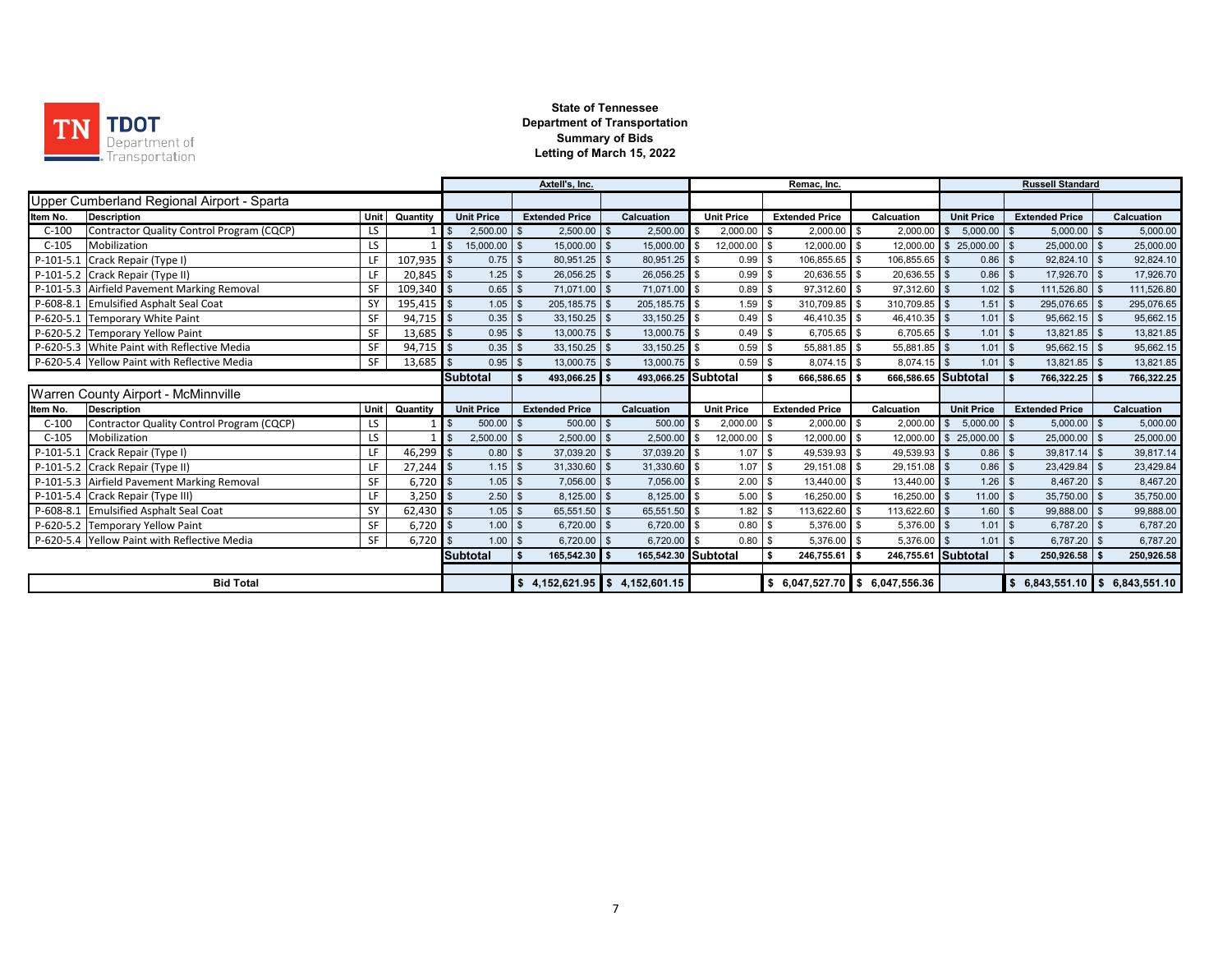State of Tennessee
Department of Transportation
Summary of Bids
Letting of March 15, 2022

| | | | | Axtell's, Inc. | | | Remac, Inc. | | | Russell Standard | | |
|---|---|---|---|---|---|---|---|---|---|---|---|---|
| **Upper Cumberland Regional Airport - Sparta** | | | | | | | | | | | | |
| Item No. | Description | Unit | Quantity | Unit Price | Extended Price | Calcuation | Unit Price | Extended Price | Calcuation | Unit Price | Extended Price | Calcuation |
| C-100 | Contractor Quality Control Program (CQCP) | LS | 1 | $ 2,500.00 | $ 2,500.00 | $ 2,500.00 | $ 2,000.00 | $ 2,000.00 | $ 2,000.00 | $ 5,000.00 | $ 5,000.00 | $ 5,000.00 |
| C-105 | Mobilization | LS | 1 | $ 15,000.00 | $ 15,000.00 | $ 15,000.00 | $ 12,000.00 | $ 12,000.00 | $ 12,000.00 | $ 25,000.00 | $ 25,000.00 | $ 25,000.00 |
| P-101-5.1 | Crack Repair (Type I) | LF | 107,935 | $ 0.75 | $ 80,951.25 | $ 80,951.25 | $ 0.99 | $ 106,855.65 | $ 106,855.65 | $ 0.86 | $ 92,824.10 | $ 92,824.10 |
| P-101-5.2 | Crack Repair (Type II) | LF | 20,845 | $ 1.25 | $ 26,056.25 | $ 26,056.25 | $ 0.99 | $ 20,636.55 | $ 20,636.55 | $ 0.86 | $ 17,926.70 | $ 17,926.70 |
| P-101-5.3 | Airfield Pavement Marking Removal | SF | 109,340 | $ 0.65 | $ 71,071.00 | $ 71,071.00 | $ 0.89 | $ 97,312.60 | $ 97,312.60 | $ 1.02 | $ 111,526.80 | $ 111,526.80 |
| P-608-8.1 | Emulsified Asphalt Seal Coat | SY | 195,415 | $ 1.05 | $ 205,185.75 | $ 205,185.75 | $ 1.59 | $ 310,709.85 | $ 310,709.85 | $ 1.51 | $ 295,076.65 | $ 295,076.65 |
| P-620-5.1 | Temporary White Paint | SF | 94,715 | $ 0.35 | $ 33,150.25 | $ 33,150.25 | $ 0.49 | $ 46,410.35 | $ 46,410.35 | $ 1.01 | $ 95,662.15 | $ 95,662.15 |
| P-620-5.2 | Temporary Yellow Paint | SF | 13,685 | $ 0.95 | $ 13,000.75 | $ 13,000.75 | $ 0.49 | $ 6,705.65 | $ 6,705.65 | $ 1.01 | $ 13,821.85 | $ 13,821.85 |
| P-620-5.3 | White Paint with Reflective Media | SF | 94,715 | $ 0.35 | $ 33,150.25 | $ 33,150.25 | $ 0.59 | $ 55,881.85 | $ 55,881.85 | $ 1.01 | $ 95,662.15 | $ 95,662.15 |
| P-620-5.4 | Yellow Paint with Reflective Media | SF | 13,685 | $ 0.95 | $ 13,000.75 | $ 13,000.75 | $ 0.59 | $ 8,074.15 | $ 8,074.15 | $ 1.01 | $ 13,821.85 | $ 13,821.85 |
| | | | | **Subtotal** | **$ 493,066.25** | **$ 493,066.25** | **Subtotal** | **$ 666,586.65** | **$ 666,586.65** | **Subtotal** | **$ 766,322.25** | **$ 766,322.25** |
| **Warren County Airport - McMinnville** | | | | | | | | | | | | |
| Item No. | Description | Unit | Quantity | Unit Price | Extended Price | Calcuation | Unit Price | Extended Price | Calcuation | Unit Price | Extended Price | Calcuation |
| C-100 | Contractor Quality Control Program (CQCP) | LS | 1 | $ 500.00 | $ 500.00 | $ 500.00 | $ 2,000.00 | $ 2,000.00 | $ 2,000.00 | $ 5,000.00 | $ 5,000.00 | $ 5,000.00 |
| C-105 | Mobilization | LS | 1 | $ 2,500.00 | $ 2,500.00 | $ 2,500.00 | $ 12,000.00 | $ 12,000.00 | $ 12,000.00 | $ 25,000.00 | $ 25,000.00 | $ 25,000.00 |
| P-101-5.1 | Crack Repair (Type I) | LF | 46,299 | $ 0.80 | $ 37,039.20 | $ 37,039.20 | $ 1.07 | $ 49,539.93 | $ 49,539.93 | $ 0.86 | $ 39,817.14 | $ 39,817.14 |
| P-101-5.2 | Crack Repair (Type II) | LF | 27,244 | $ 1.15 | $ 31,330.60 | $ 31,330.60 | $ 1.07 | $ 29,151.08 | $ 29,151.08 | $ 0.86 | $ 23,429.84 | $ 23,429.84 |
| P-101-5.3 | Airfield Pavement Marking Removal | SF | 6,720 | $ 1.05 | $ 7,056.00 | $ 7,056.00 | $ 2.00 | $ 13,440.00 | $ 13,440.00 | $ 1.26 | $ 8,467.20 | $ 8,467.20 |
| P-101-5.4 | Crack Repair (Type III) | LF | 3,250 | $ 2.50 | $ 8,125.00 | $ 8,125.00 | $ 5.00 | $ 16,250.00 | $ 16,250.00 | $ 11.00 | $ 35,750.00 | $ 35,750.00 |
| P-608-8.1 | Emulsified Asphalt Seal Coat | SY | 62,430 | $ 1.05 | $ 65,551.50 | $ 65,551.50 | $ 1.82 | $ 113,622.60 | $ 113,622.60 | $ 1.60 | $ 99,888.00 | $ 99,888.00 |
| P-620-5.2 | Temporary Yellow Paint | SF | 6,720 | $ 1.00 | $ 6,720.00 | $ 6,720.00 | $ 0.80 | $ 5,376.00 | $ 5,376.00 | $ 1.01 | $ 6,787.20 | $ 6,787.20 |
| P-620-5.4 | Yellow Paint with Reflective Media | SF | 6,720 | $ 1.00 | $ 6,720.00 | $ 6,720.00 | $ 0.80 | $ 5,376.00 | $ 5,376.00 | $ 1.01 | $ 6,787.20 | $ 6,787.20 |
| | | | | **Subtotal** | **$ 165,542.30** | **$ 165,542.30** | **Subtotal** | **$ 246,755.61** | **$ 246,755.61** | **Subtotal** | **$ 250,926.58** | **$ 250,926.58** |
| **Bid Total** | | | | | **$ 4,152,621.95** | **$ 4,152,601.15** | | **$ 6,047,527.70** | **$ 6,047,556.36** | | **$ 6,843,551.10** | **$ 6,843,551.10** |